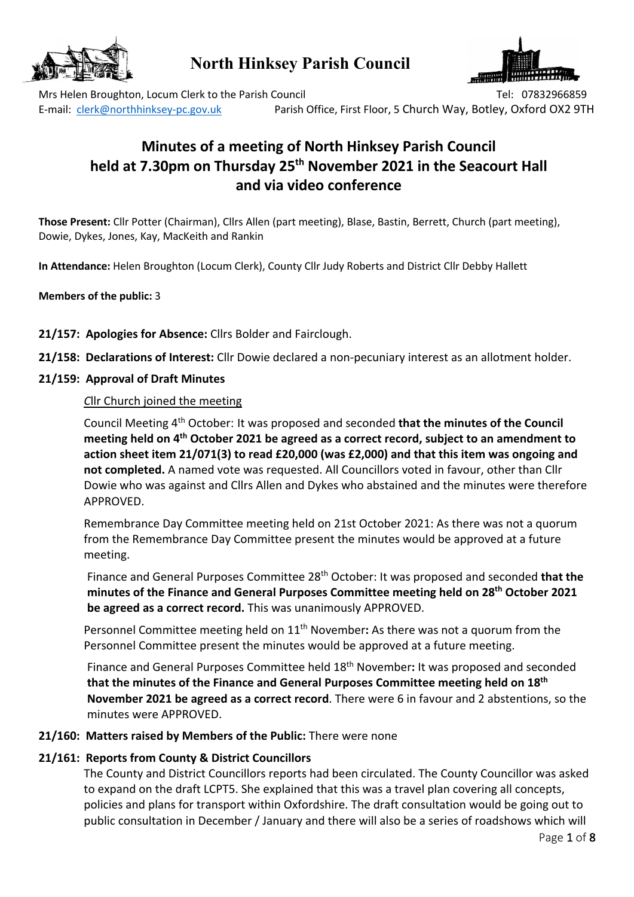# North Hinksey Parish Council

Mrs Helen Broughton, Locum Clerk to the Parish Council Tel: 07832966859
E-mail: clerk@northhinksey-pc.gov.uk Parish Office, First Floor, 5 Church Way, Botley, Oxford OX2 9TH

## Minutes of a meeting of North Hinksey Parish Council held at 7.30pm on Thursday 25th November 2021 in the Seacourt Hall and via video conference

**Those Present:** Cllr Potter (Chairman), Cllrs Allen (part meeting), Blase, Bastin, Berrett, Church (part meeting), Dowie, Dykes, Jones, Kay, MacKeith and Rankin

**In Attendance:** Helen Broughton (Locum Clerk), County Cllr Judy Roberts and District Cllr Debby Hallett

**Members of the public:** 3

**21/157: Apologies for Absence:** Cllrs Bolder and Fairclough.

**21/158: Declarations of Interest:** Cllr Dowie declared a non-pecuniary interest as an allotment holder.

**21/159: Approval of Draft Minutes**

*C*llr Church joined the meeting

Council Meeting 4th October: It was proposed and seconded **that the minutes of the Council meeting held on 4th October 2021 be agreed as a correct record, subject to an amendment to action sheet item 21/071(3) to read £20,000 (was £2,000) and that this item was ongoing and not completed.** A named vote was requested. All Councillors voted in favour, other than Cllr Dowie who was against and Cllrs Allen and Dykes who abstained and the minutes were therefore APPROVED.

Remembrance Day Committee meeting held on 21st October 2021: As there was not a quorum from the Remembrance Day Committee present the minutes would be approved at a future meeting.

Finance and General Purposes Committee 28th October: It was proposed and seconded **that the minutes of the Finance and General Purposes Committee meeting held on 28th October 2021 be agreed as a correct record.** This was unanimously APPROVED.

Personnel Committee meeting held on 11th November**:** As there was not a quorum from the Personnel Committee present the minutes would be approved at a future meeting.

Finance and General Purposes Committee held 18th November**:** It was proposed and seconded **that the minutes of the Finance and General Purposes Committee meeting held on 18th November 2021 be agreed as a correct record**. There were 6 in favour and 2 abstentions, so the minutes were APPROVED.

**21/160: Matters raised by Members of the Public:** There were none

**21/161: Reports from County & District Councillors**

The County and District Councillors reports had been circulated. The County Councillor was asked to expand on the draft LCPT5. She explained that this was a travel plan covering all concepts, policies and plans for transport within Oxfordshire. The draft consultation would be going out to public consultation in December / January and there will also be a series of roadshows which will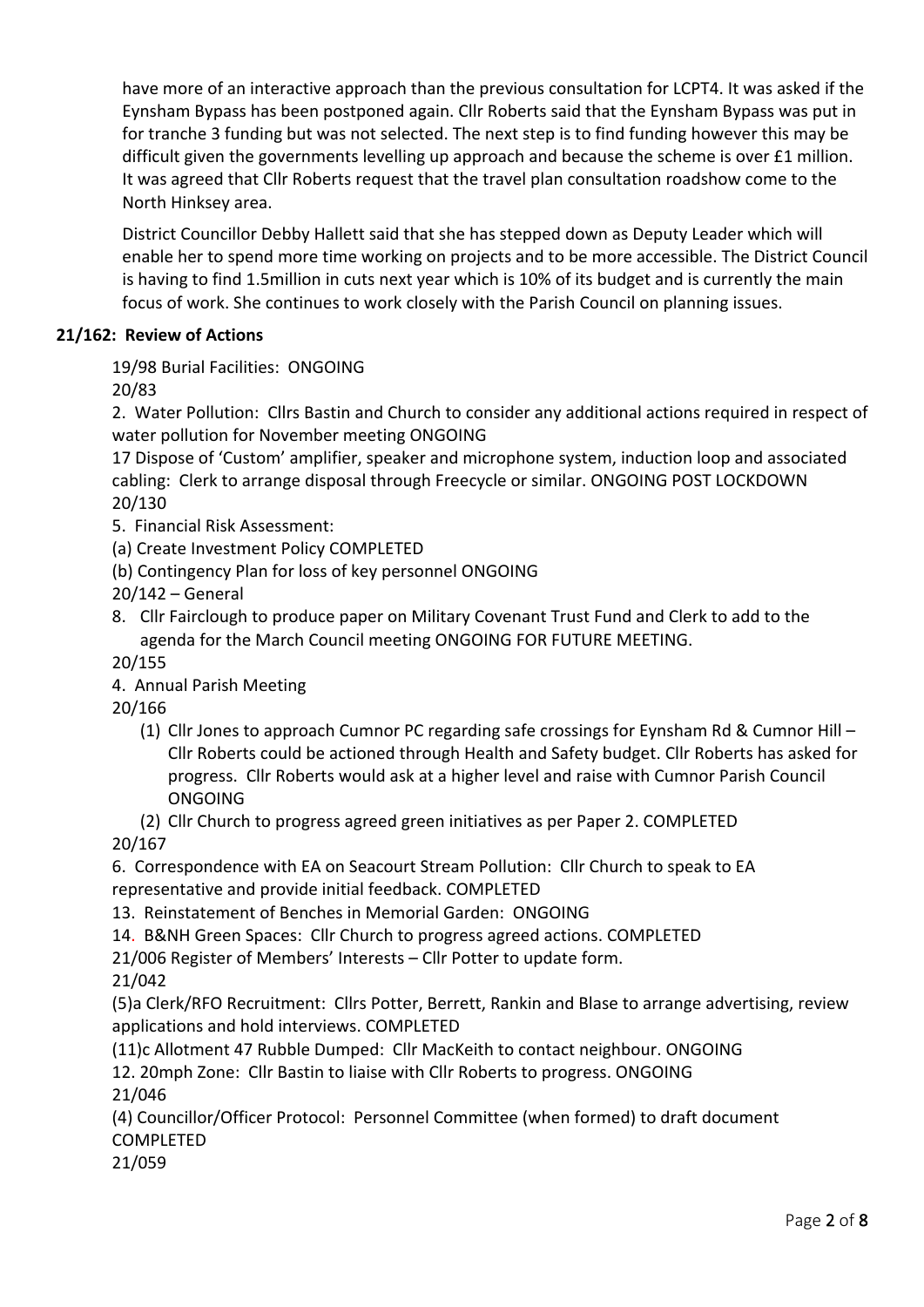have more of an interactive approach than the previous consultation for LCPT4. It was asked if the Eynsham Bypass has been postponed again. Cllr Roberts said that the Eynsham Bypass was put in for tranche 3 funding but was not selected. The next step is to find funding however this may be difficult given the governments levelling up approach and because the scheme is over £1 million. It was agreed that Cllr Roberts request that the travel plan consultation roadshow come to the North Hinksey area.

District Councillor Debby Hallett said that she has stepped down as Deputy Leader which will enable her to spend more time working on projects and to be more accessible. The District Council is having to find 1.5million in cuts next year which is 10% of its budget and is currently the main focus of work. She continues to work closely with the Parish Council on planning issues.

**21/162: Review of Actions**

19/98 Burial Facilities: ONGOING
20/83
2. Water Pollution: Cllrs Bastin and Church to consider any additional actions required in respect of water pollution for November meeting ONGOING
17 Dispose of 'Custom' amplifier, speaker and microphone system, induction loop and associated cabling: Clerk to arrange disposal through Freecycle or similar. ONGOING POST LOCKDOWN
20/130
5. Financial Risk Assessment:
(a) Create Investment Policy COMPLETED
(b) Contingency Plan for loss of key personnel ONGOING
20/142 – General
8. Cllr Fairclough to produce paper on Military Covenant Trust Fund and Clerk to add to the agenda for the March Council meeting ONGOING FOR FUTURE MEETING.
20/155
4. Annual Parish Meeting
20/166
(1) Cllr Jones to approach Cumnor PC regarding safe crossings for Eynsham Rd & Cumnor Hill – Cllr Roberts could be actioned through Health and Safety budget. Cllr Roberts has asked for progress. Cllr Roberts would ask at a higher level and raise with Cumnor Parish Council ONGOING
(2) Cllr Church to progress agreed green initiatives as per Paper 2. COMPLETED
20/167
6. Correspondence with EA on Seacourt Stream Pollution: Cllr Church to speak to EA representative and provide initial feedback. COMPLETED
13. Reinstatement of Benches in Memorial Garden: ONGOING
14. B&NH Green Spaces: Cllr Church to progress agreed actions. COMPLETED
21/006 Register of Members' Interests – Cllr Potter to update form.
21/042
(5)a Clerk/RFO Recruitment: Cllrs Potter, Berrett, Rankin and Blase to arrange advertising, review applications and hold interviews. COMPLETED
(11)c Allotment 47 Rubble Dumped: Cllr MacKeith to contact neighbour. ONGOING
12. 20mph Zone: Cllr Bastin to liaise with Cllr Roberts to progress. ONGOING
21/046
(4) Councillor/Officer Protocol: Personnel Committee (when formed) to draft document COMPLETED
21/059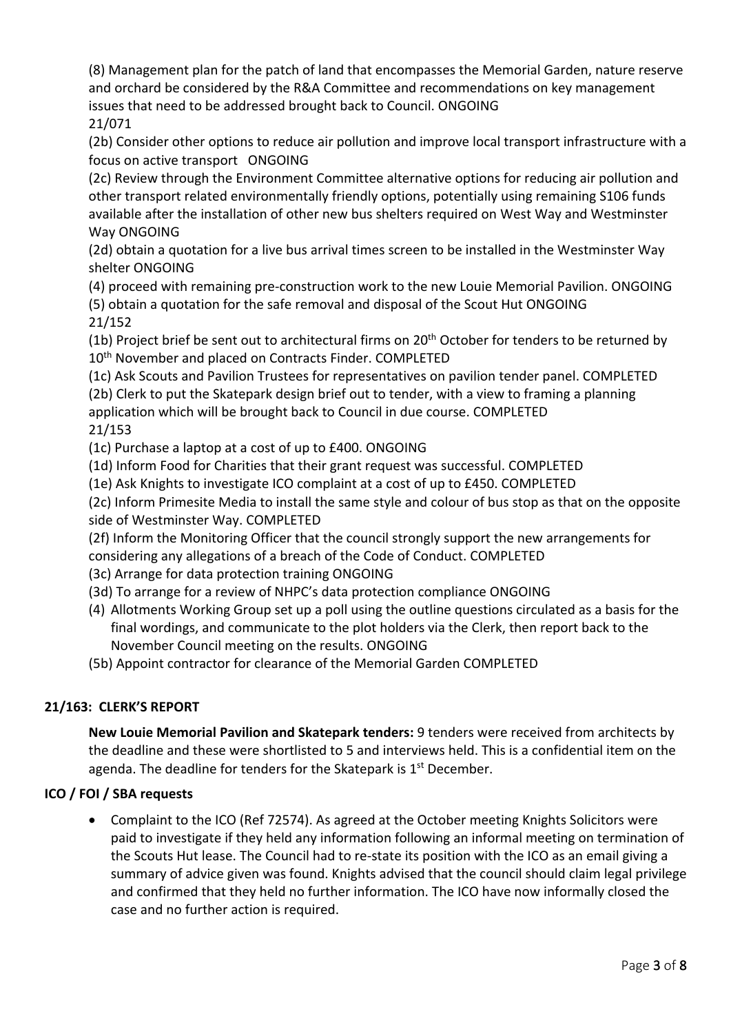(8) Management plan for the patch of land that encompasses the Memorial Garden, nature reserve and orchard be considered by the R&A Committee and recommendations on key management issues that need to be addressed brought back to Council. ONGOING

21/071

(2b) Consider other options to reduce air pollution and improve local transport infrastructure with a focus on active transport ONGOING

(2c) Review through the Environment Committee alternative options for reducing air pollution and other transport related environmentally friendly options, potentially using remaining S106 funds available after the installation of other new bus shelters required on West Way and Westminster Way ONGOING

(2d) obtain a quotation for a live bus arrival times screen to be installed in the Westminster Way shelter ONGOING

(4) proceed with remaining pre-construction work to the new Louie Memorial Pavilion. ONGOING

(5) obtain a quotation for the safe removal and disposal of the Scout Hut ONGOING

21/152

(1b) Project brief be sent out to architectural firms on 20th October for tenders to be returned by 10th November and placed on Contracts Finder. COMPLETED

(1c) Ask Scouts and Pavilion Trustees for representatives on pavilion tender panel. COMPLETED

(2b) Clerk to put the Skatepark design brief out to tender, with a view to framing a planning application which will be brought back to Council in due course. COMPLETED

21/153

(1c) Purchase a laptop at a cost of up to £400. ONGOING

(1d) Inform Food for Charities that their grant request was successful. COMPLETED

(1e) Ask Knights to investigate ICO complaint at a cost of up to £450. COMPLETED

(2c) Inform Primesite Media to install the same style and colour of bus stop as that on the opposite side of Westminster Way. COMPLETED

(2f) Inform the Monitoring Officer that the council strongly support the new arrangements for considering any allegations of a breach of the Code of Conduct. COMPLETED

(3c) Arrange for data protection training ONGOING

(3d) To arrange for a review of NHPC's data protection compliance ONGOING

(4) Allotments Working Group set up a poll using the outline questions circulated as a basis for the final wordings, and communicate to the plot holders via the Clerk, then report back to the November Council meeting on the results. ONGOING

(5b) Appoint contractor for clearance of the Memorial Garden COMPLETED

## 21/163: CLERK'S REPORT

**New Louie Memorial Pavilion and Skatepark tenders:** 9 tenders were received from architects by the deadline and these were shortlisted to 5 and interviews held. This is a confidential item on the agenda. The deadline for tenders for the Skatepark is 1st December.

### ICO / FOI / SBA requests

- Complaint to the ICO (Ref 72574). As agreed at the October meeting Knights Solicitors were paid to investigate if they held any information following an informal meeting on termination of the Scouts Hut lease. The Council had to re-state its position with the ICO as an email giving a summary of advice given was found. Knights advised that the council should claim legal privilege and confirmed that they held no further information. The ICO have now informally closed the case and no further action is required.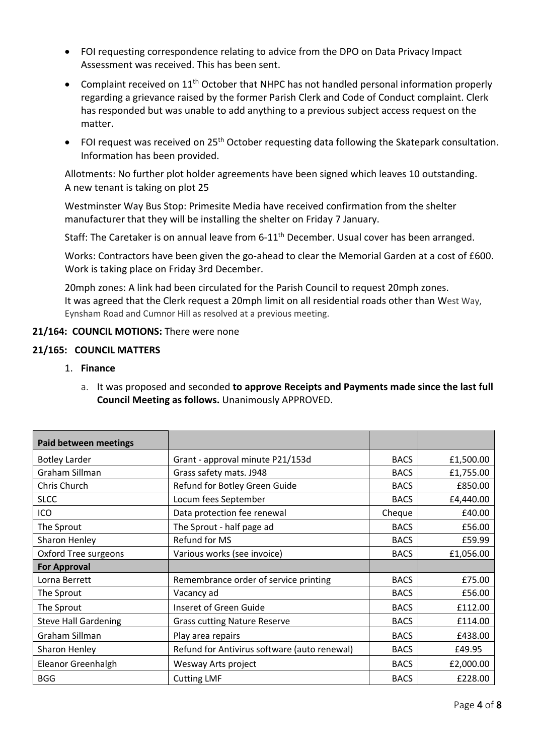- FOI requesting correspondence relating to advice from the DPO on Data Privacy Impact Assessment was received. This has been sent.
- Complaint received on 11th October that NHPC has not handled personal information properly regarding a grievance raised by the former Parish Clerk and Code of Conduct complaint. Clerk has responded but was unable to add anything to a previous subject access request on the matter.
- FOI request was received on 25th October requesting data following the Skatepark consultation. Information has been provided.

Allotments: No further plot holder agreements have been signed which leaves 10 outstanding. A new tenant is taking on plot 25

Westminster Way Bus Stop: Primesite Media have received confirmation from the shelter manufacturer that they will be installing the shelter on Friday 7 January.

Staff: The Caretaker is on annual leave from 6-11th December. Usual cover has been arranged.

Works: Contractors have been given the go-ahead to clear the Memorial Garden at a cost of £600. Work is taking place on Friday 3rd December.

20mph zones: A link had been circulated for the Parish Council to request 20mph zones. It was agreed that the Clerk request a 20mph limit on all residential roads other than West Way, Eynsham Road and Cumnor Hill as resolved at a previous meeting.

**21/164: COUNCIL MOTIONS:** There were none

**21/165: COUNCIL MATTERS**

1. **Finance**

   a. It was proposed and seconded **to approve Receipts and Payments made since the last full Council Meeting as follows.** Unanimously APPROVED.

| **Paid between meetings** | | | |
|---|---|---|---|
| Botley Larder | Grant - approval minute P21/153d | BACS | £1,500.00 |
| Graham Sillman | Grass safety mats. J948 | BACS | £1,755.00 |
| Chris Church | Refund for Botley Green Guide | BACS | £850.00 |
| SLCC | Locum fees September | BACS | £4,440.00 |
| ICO | Data protection fee renewal | Cheque | £40.00 |
| The Sprout | The Sprout - half page ad | BACS | £56.00 |
| Sharon Henley | Refund for MS | BACS | £59.99 |
| Oxford Tree surgeons | Various works (see invoice) | BACS | £1,056.00 |
| **For Approval** | | | |
| Lorna Berrett | Remembrance order of service printing | BACS | £75.00 |
| The Sprout | Vacancy ad | BACS | £56.00 |
| The Sprout | Inseret of Green Guide | BACS | £112.00 |
| Steve Hall Gardening | Grass cutting Nature Reserve | BACS | £114.00 |
| Graham Sillman | Play area repairs | BACS | £438.00 |
| Sharon Henley | Refund for Antivirus software (auto renewal) | BACS | £49.95 |
| Eleanor Greenhalgh | Wesway Arts project | BACS | £2,000.00 |
| BGG | Cutting LMF | BACS | £228.00 |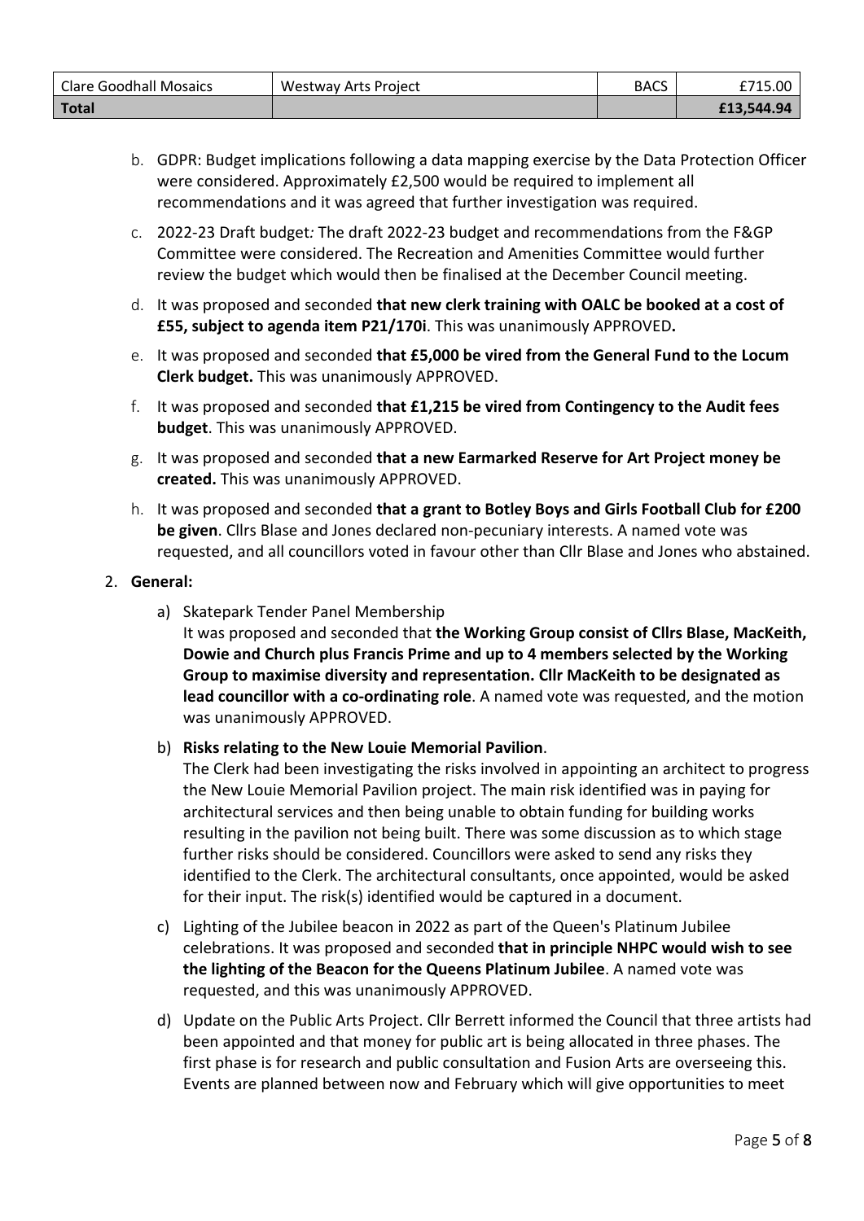| Clare Goodhall Mosaics | Westway Arts Project | BACS | £715.00 |
|---|---|---|---|
| **Total** | | | **£13,544.94** |

b. GDPR: Budget implications following a data mapping exercise by the Data Protection Officer were considered. Approximately £2,500 would be required to implement all recommendations and it was agreed that further investigation was required.

c. 2022-23 Draft budget*:* The draft 2022-23 budget and recommendations from the F&GP Committee were considered. The Recreation and Amenities Committee would further review the budget which would then be finalised at the December Council meeting.

d. It was proposed and seconded **that new clerk training with OALC be booked at a cost of £55, subject to agenda item P21/170i**. This was unanimously APPROVED**.**

e. It was proposed and seconded **that £5,000 be vired from the General Fund to the Locum Clerk budget.** This was unanimously APPROVED.

f. It was proposed and seconded **that £1,215 be vired from Contingency to the Audit fees budget**. This was unanimously APPROVED.

g. It was proposed and seconded **that a new Earmarked Reserve for Art Project money be created.** This was unanimously APPROVED.

h. It was proposed and seconded **that a grant to Botley Boys and Girls Football Club for £200 be given**. Cllrs Blase and Jones declared non-pecuniary interests. A named vote was requested, and all councillors voted in favour other than Cllr Blase and Jones who abstained.

2. **General:**

a) Skatepark Tender Panel Membership
It was proposed and seconded that **the Working Group consist of Cllrs Blase, MacKeith, Dowie and Church plus Francis Prime and up to 4 members selected by the Working Group to maximise diversity and representation. Cllr MacKeith to be designated as lead councillor with a co-ordinating role**. A named vote was requested, and the motion was unanimously APPROVED.

b) **Risks relating to the New Louie Memorial Pavilion**.
The Clerk had been investigating the risks involved in appointing an architect to progress the New Louie Memorial Pavilion project. The main risk identified was in paying for architectural services and then being unable to obtain funding for building works resulting in the pavilion not being built. There was some discussion as to which stage further risks should be considered. Councillors were asked to send any risks they identified to the Clerk. The architectural consultants, once appointed, would be asked for their input. The risk(s) identified would be captured in a document.

c) Lighting of the Jubilee beacon in 2022 as part of the Queen's Platinum Jubilee celebrations. It was proposed and seconded **that in principle NHPC would wish to see the lighting of the Beacon for the Queens Platinum Jubilee**. A named vote was requested, and this was unanimously APPROVED.

d) Update on the Public Arts Project. Cllr Berrett informed the Council that three artists had been appointed and that money for public art is being allocated in three phases. The first phase is for research and public consultation and Fusion Arts are overseeing this. Events are planned between now and February which will give opportunities to meet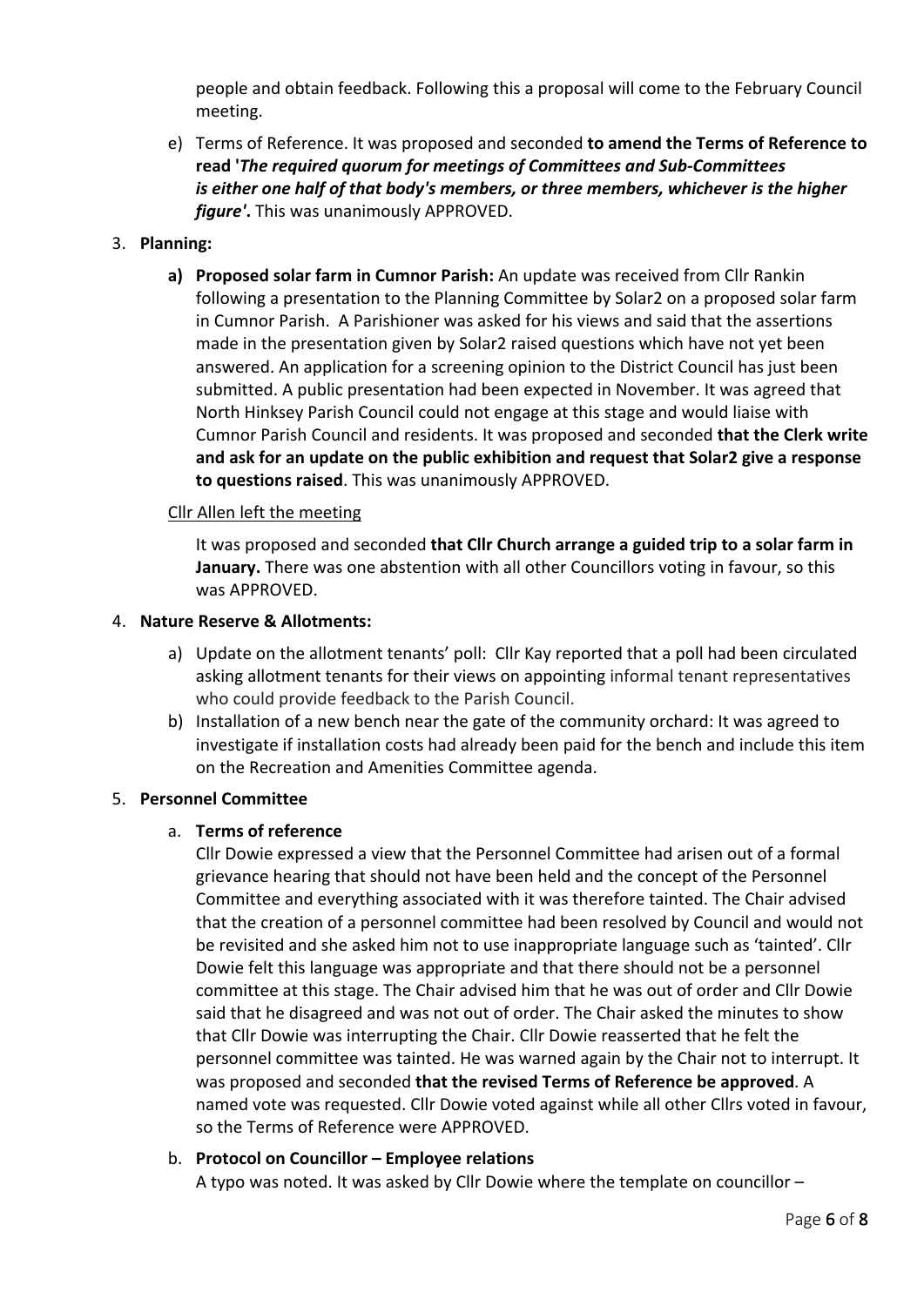people and obtain feedback. Following this a proposal will come to the February Council meeting.

e) Terms of Reference. It was proposed and seconded **to amend the Terms of Reference to read '*The required quorum for meetings of Committees and Sub-Committees is either one half of that body's members, or three members, whichever is the higher figure'*.** This was unanimously APPROVED.

3. **Planning:**

   **a) Proposed solar farm in Cumnor Parish:** An update was received from Cllr Rankin following a presentation to the Planning Committee by Solar2 on a proposed solar farm in Cumnor Parish. A Parishioner was asked for his views and said that the assertions made in the presentation given by Solar2 raised questions which have not yet been answered. An application for a screening opinion to the District Council has just been submitted. A public presentation had been expected in November. It was agreed that North Hinksey Parish Council could not engage at this stage and would liaise with Cumnor Parish Council and residents. It was proposed and seconded **that the Clerk write and ask for an update on the public exhibition and request that Solar2 give a response to questions raised**. This was unanimously APPROVED.

   <u>Cllr Allen left the meeting</u>

   It was proposed and seconded **that Cllr Church arrange a guided trip to a solar farm in January.** There was one abstention with all other Councillors voting in favour, so this was APPROVED.

4. **Nature Reserve & Allotments:**

   a) Update on the allotment tenants' poll: Cllr Kay reported that a poll had been circulated asking allotment tenants for their views on appointing informal tenant representatives who could provide feedback to the Parish Council.

   b) Installation of a new bench near the gate of the community orchard: It was agreed to investigate if installation costs had already been paid for the bench and include this item on the Recreation and Amenities Committee agenda.

5. **Personnel Committee**

   a. **Terms of reference**

   Cllr Dowie expressed a view that the Personnel Committee had arisen out of a formal grievance hearing that should not have been held and the concept of the Personnel Committee and everything associated with it was therefore tainted. The Chair advised that the creation of a personnel committee had been resolved by Council and would not be revisited and she asked him not to use inappropriate language such as 'tainted'. Cllr Dowie felt this language was appropriate and that there should not be a personnel committee at this stage. The Chair advised him that he was out of order and Cllr Dowie said that he disagreed and was not out of order. The Chair asked the minutes to show that Cllr Dowie was interrupting the Chair. Cllr Dowie reasserted that he felt the personnel committee was tainted. He was warned again by the Chair not to interrupt. It was proposed and seconded **that the revised Terms of Reference be approved**. A named vote was requested. Cllr Dowie voted against while all other Cllrs voted in favour, so the Terms of Reference were APPROVED.

   b. **Protocol on Councillor – Employee relations**

   A typo was noted. It was asked by Cllr Dowie where the template on councillor –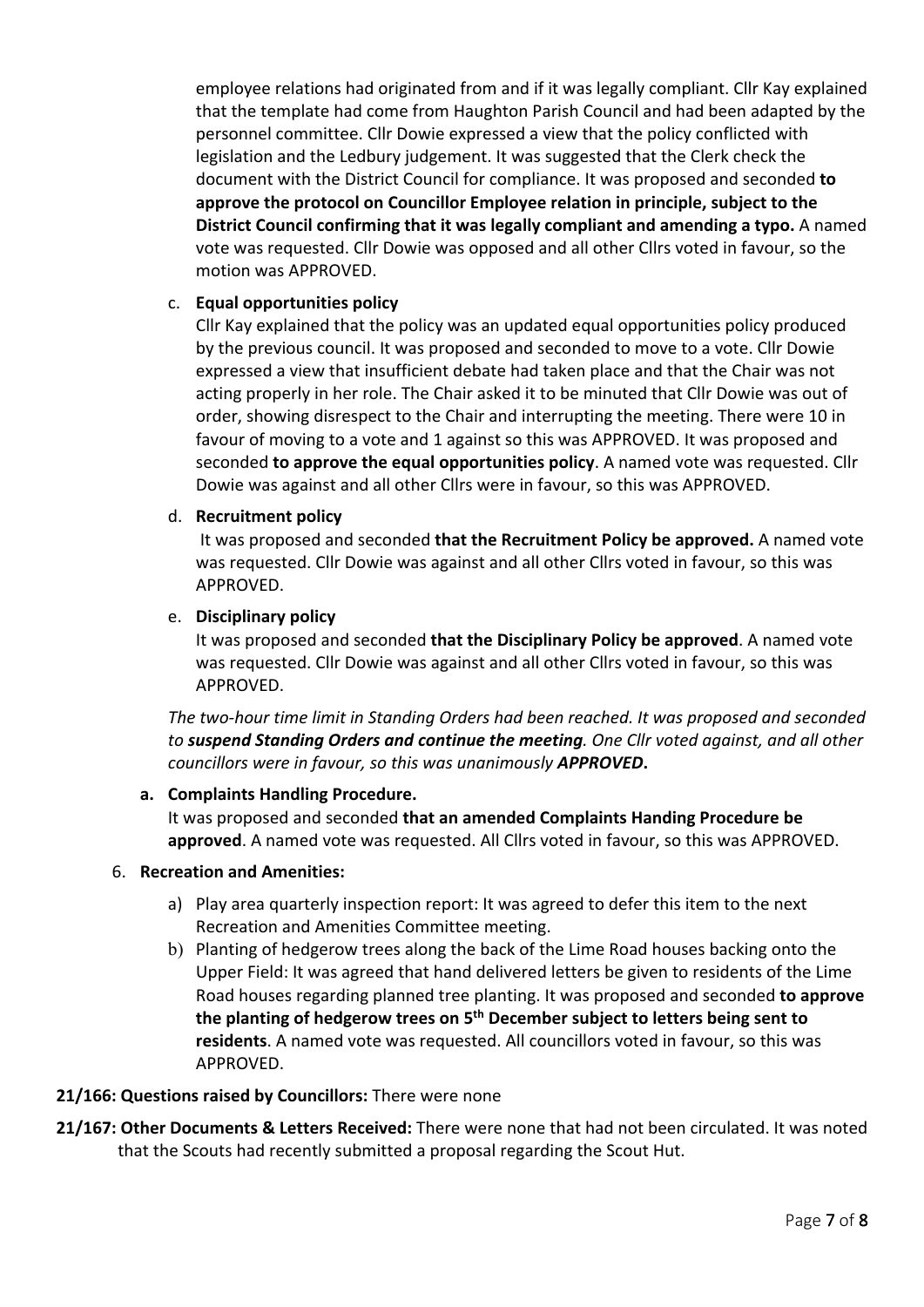employee relations had originated from and if it was legally compliant. Cllr Kay explained that the template had come from Haughton Parish Council and had been adapted by the personnel committee. Cllr Dowie expressed a view that the policy conflicted with legislation and the Ledbury judgement. It was suggested that the Clerk check the document with the District Council for compliance. It was proposed and seconded **to approve the protocol on Councillor Employee relation in principle, subject to the District Council confirming that it was legally compliant and amending a typo.** A named vote was requested. Cllr Dowie was opposed and all other Cllrs voted in favour, so the motion was APPROVED.

c. **Equal opportunities policy**
   Cllr Kay explained that the policy was an updated equal opportunities policy produced by the previous council. It was proposed and seconded to move to a vote. Cllr Dowie expressed a view that insufficient debate had taken place and that the Chair was not acting properly in her role. The Chair asked it to be minuted that Cllr Dowie was out of order, showing disrespect to the Chair and interrupting the meeting. There were 10 in favour of moving to a vote and 1 against so this was APPROVED. It was proposed and seconded **to approve the equal opportunities policy**. A named vote was requested. Cllr Dowie was against and all other Cllrs were in favour, so this was APPROVED.

d. **Recruitment policy**
   It was proposed and seconded **that the Recruitment Policy be approved.** A named vote was requested. Cllr Dowie was against and all other Cllrs voted in favour, so this was APPROVED.

e. **Disciplinary policy**
   It was proposed and seconded **that the Disciplinary Policy be approved**. A named vote was requested. Cllr Dowie was against and all other Cllrs voted in favour, so this was APPROVED.

*The two-hour time limit in Standing Orders had been reached. It was proposed and seconded to **suspend Standing Orders and continue the meeting**. One Cllr voted against, and all other councillors were in favour, so this was unanimously **APPROVED**.*

**a. Complaints Handling Procedure.**
   It was proposed and seconded **that an amended Complaints Handing Procedure be approved**. A named vote was requested. All Cllrs voted in favour, so this was APPROVED.

6. **Recreation and Amenities:**
   a) Play area quarterly inspection report: It was agreed to defer this item to the next Recreation and Amenities Committee meeting.
   b) Planting of hedgerow trees along the back of the Lime Road houses backing onto the Upper Field: It was agreed that hand delivered letters be given to residents of the Lime Road houses regarding planned tree planting. It was proposed and seconded **to approve the planting of hedgerow trees on 5th December subject to letters being sent to residents**. A named vote was requested. All councillors voted in favour, so this was APPROVED.

**21/166: Questions raised by Councillors:** There were none

**21/167: Other Documents & Letters Received:** There were none that had not been circulated. It was noted that the Scouts had recently submitted a proposal regarding the Scout Hut.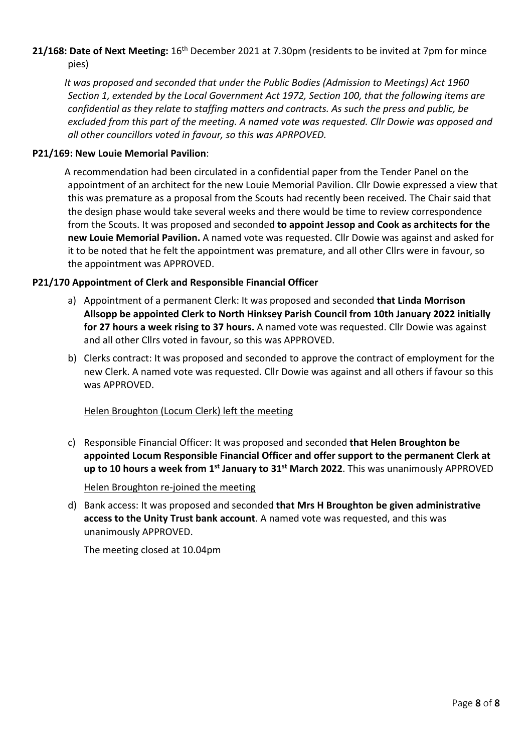**21/168: Date of Next Meeting:** 16th December 2021 at 7.30pm (residents to be invited at 7pm for mince pies)

*It was proposed and seconded that under the Public Bodies (Admission to Meetings) Act 1960 Section 1, extended by the Local Government Act 1972, Section 100, that the following items are confidential as they relate to staffing matters and contracts. As such the press and public, be excluded from this part of the meeting. A named vote was requested. Cllr Dowie was opposed and all other councillors voted in favour, so this was APRPOVED.*

**P21/169: New Louie Memorial Pavilion**:

A recommendation had been circulated in a confidential paper from the Tender Panel on the appointment of an architect for the new Louie Memorial Pavilion. Cllr Dowie expressed a view that this was premature as a proposal from the Scouts had recently been received. The Chair said that the design phase would take several weeks and there would be time to review correspondence from the Scouts. It was proposed and seconded **to appoint Jessop and Cook as architects for the new Louie Memorial Pavilion.** A named vote was requested. Cllr Dowie was against and asked for it to be noted that he felt the appointment was premature, and all other Cllrs were in favour, so the appointment was APPROVED.

**P21/170 Appointment of Clerk and Responsible Financial Officer**

a) Appointment of a permanent Clerk: It was proposed and seconded **that Linda Morrison Allsopp be appointed Clerk to North Hinksey Parish Council from 10th January 2022 initially for 27 hours a week rising to 37 hours.** A named vote was requested. Cllr Dowie was against and all other Cllrs voted in favour, so this was APPROVED.

b) Clerks contract: It was proposed and seconded to approve the contract of employment for the new Clerk. A named vote was requested. Cllr Dowie was against and all others if favour so this was APPROVED.

<u>Helen Broughton (Locum Clerk) left the meeting</u>

c) Responsible Financial Officer: It was proposed and seconded **that Helen Broughton be appointed Locum Responsible Financial Officer and offer support to the permanent Clerk at up to 10 hours a week from 1st January to 31st March 2022**. This was unanimously APPROVED

<u>Helen Broughton re-joined the meeting</u>

d) Bank access: It was proposed and seconded **that Mrs H Broughton be given administrative access to the Unity Trust bank account**. A named vote was requested, and this was unanimously APPROVED.

The meeting closed at 10.04pm